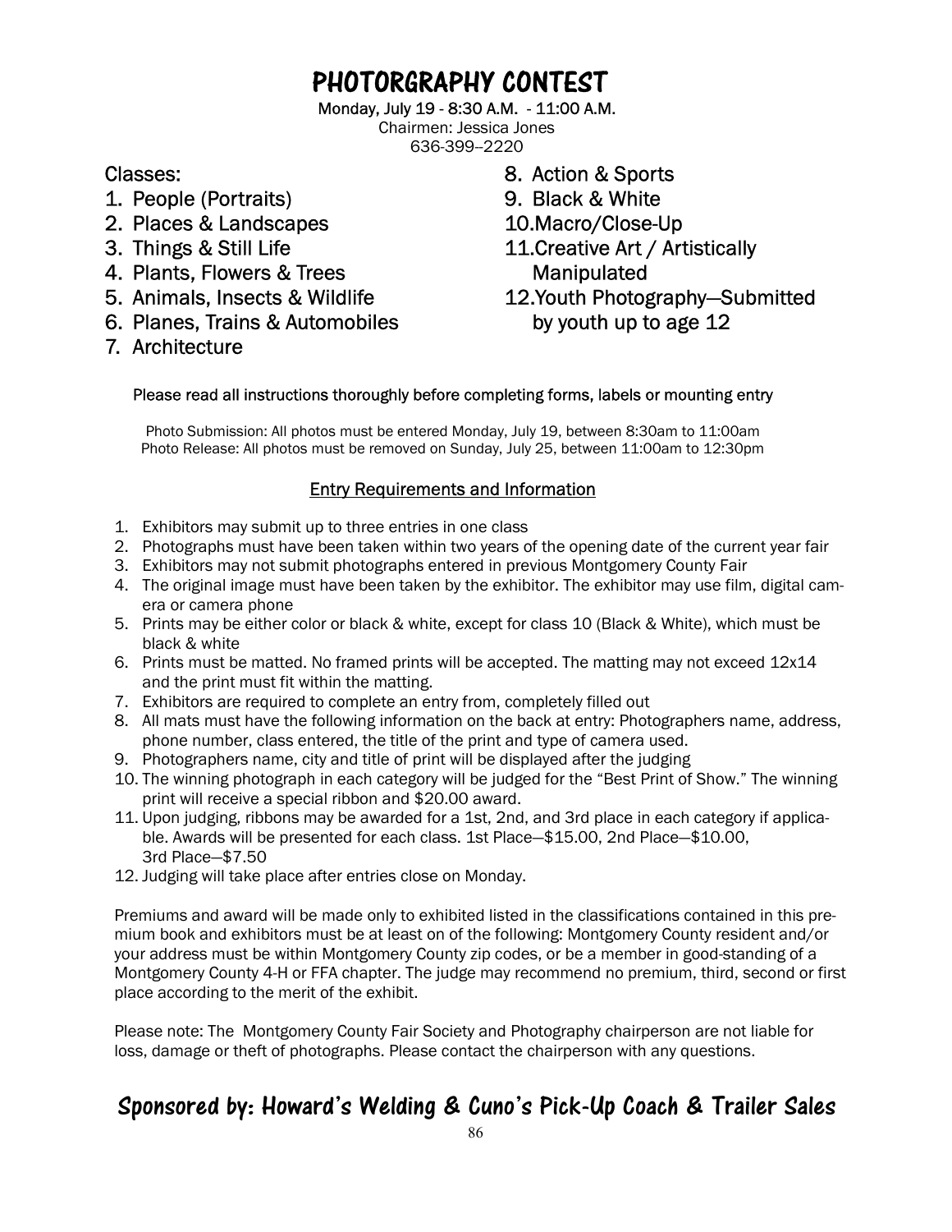# PHOTORGRAPHY CONTEST

**Monday, July 19 - 8:30 A.M. - 11:00 A.M.**
Chairmen: Jessica Jones
636-399--2220

Classes:

1. People (Portraits)
2. Places & Landscapes
3. Things & Still Life
4. Plants, Flowers & Trees
5. Animals, Insects & Wildlife
6. Planes, Trains & Automobiles
7. Architecture
8. Action & Sports
9. Black & White
10. Macro/Close-Up
11. Creative Art / Artistically Manipulated
12. Youth Photography—Submitted by youth up to age 12

Please read all instructions thoroughly before completing forms, labels or mounting entry

Photo Submission: All photos must be entered Monday, July 19, between 8:30am to 11:00am
Photo Release: All photos must be removed on Sunday, July 25, between 11:00am to 12:30pm

## Entry Requirements and Information

1. Exhibitors may submit up to three entries in one class
2. Photographs must have been taken within two years of the opening date of the current year fair
3. Exhibitors may not submit photographs entered in previous Montgomery County Fair
4. The original image must have been taken by the exhibitor. The exhibitor may use film, digital camera or camera phone
5. Prints may be either color or black & white, except for class 10 (Black & White), which must be black & white
6. Prints must be matted. No framed prints will be accepted. The matting may not exceed 12x14 and the print must fit within the matting.
7. Exhibitors are required to complete an entry from, completely filled out
8. All mats must have the following information on the back at entry: Photographers name, address, phone number, class entered, the title of the print and type of camera used.
9. Photographers name, city and title of print will be displayed after the judging
10. The winning photograph in each category will be judged for the "Best Print of Show." The winning print will receive a special ribbon and $20.00 award.
11. Upon judging, ribbons may be awarded for a 1st, 2nd, and 3rd place in each category if applicable. Awards will be presented for each class. 1st Place—$15.00, 2nd Place—$10.00, 3rd Place—$7.50
12. Judging will take place after entries close on Monday.

Premiums and award will be made only to exhibited listed in the classifications contained in this premium book and exhibitors must be at least on of the following: Montgomery County resident and/or your address must be within Montgomery County zip codes, or be a member in good-standing of a Montgomery County 4-H or FFA chapter. The judge may recommend no premium, third, second or first place according to the merit of the exhibit.

Please note: The Montgomery County Fair Society and Photography chairperson are not liable for loss, damage or theft of photographs. Please contact the chairperson with any questions.

## Sponsored by: Howard's Welding & Cuno's Pick-Up Coach & Trailer Sales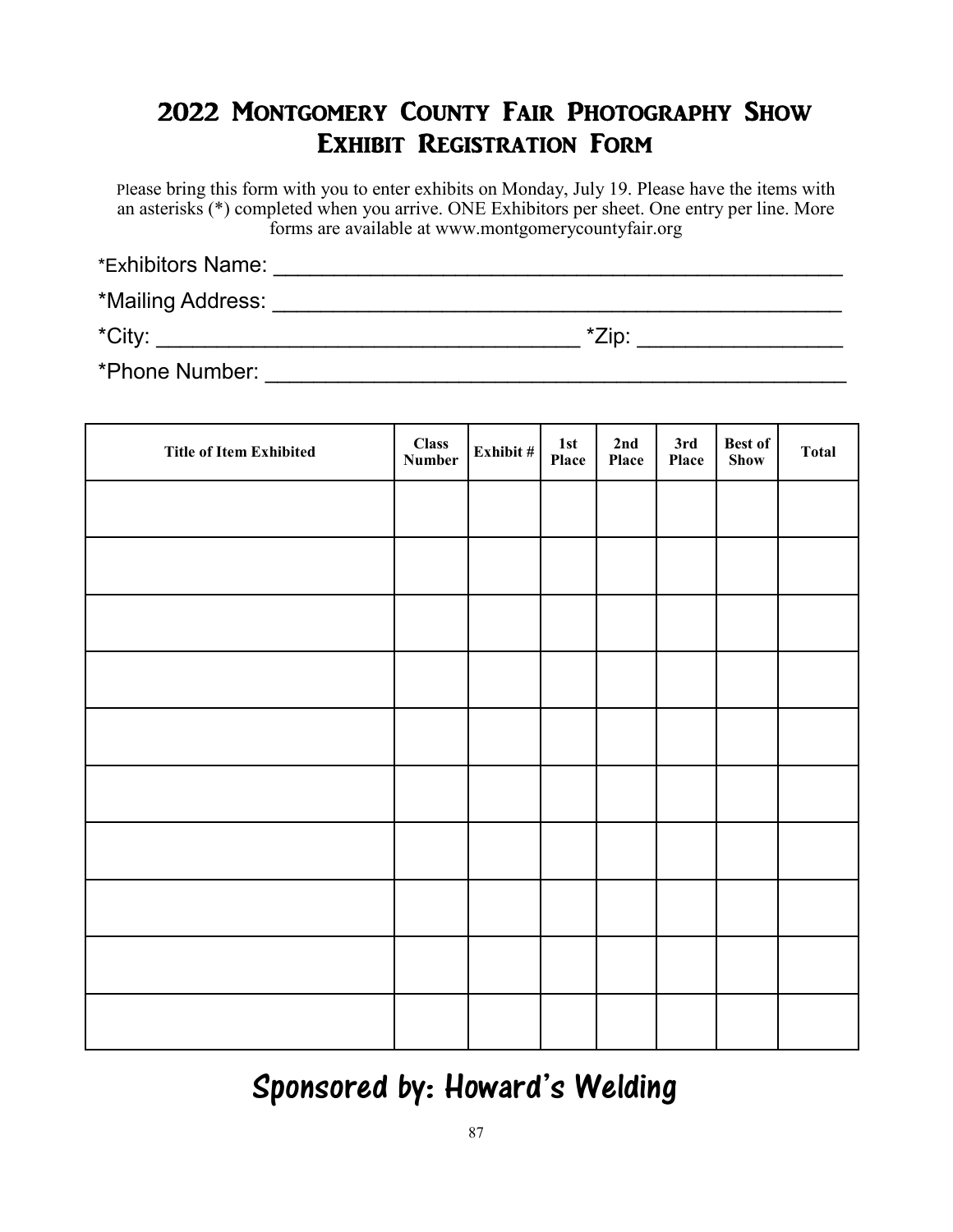# 2022 Montgomery County Fair Photography Show Exhibit Registration Form

Please bring this form with you to enter exhibits on Monday, July 19. Please have the items with an asterisks (*) completed when you arrive. ONE Exhibitors per sheet. One entry per line. More forms are available at www.montgomerycountyfair.org

*Exhibitors Name: ______________________________________________

*Mailing Address: ______________________________________________

*City: ___________________________________ *Zip: ________________

*Phone Number: ______________________________________________

| Title of Item Exhibited | Class Number | Exhibit # | 1st Place | 2nd Place | 3rd Place | Best of Show | Total |
|---|---|---|---|---|---|---|---|
| | | | | | | | |
| | | | | | | | |
| | | | | | | | |
| | | | | | | | |
| | | | | | | | |
| | | | | | | | |
| | | | | | | | |
| | | | | | | | |
| | | | | | | | |
| | | | | | | | |

## Sponsored by: Howard's Welding